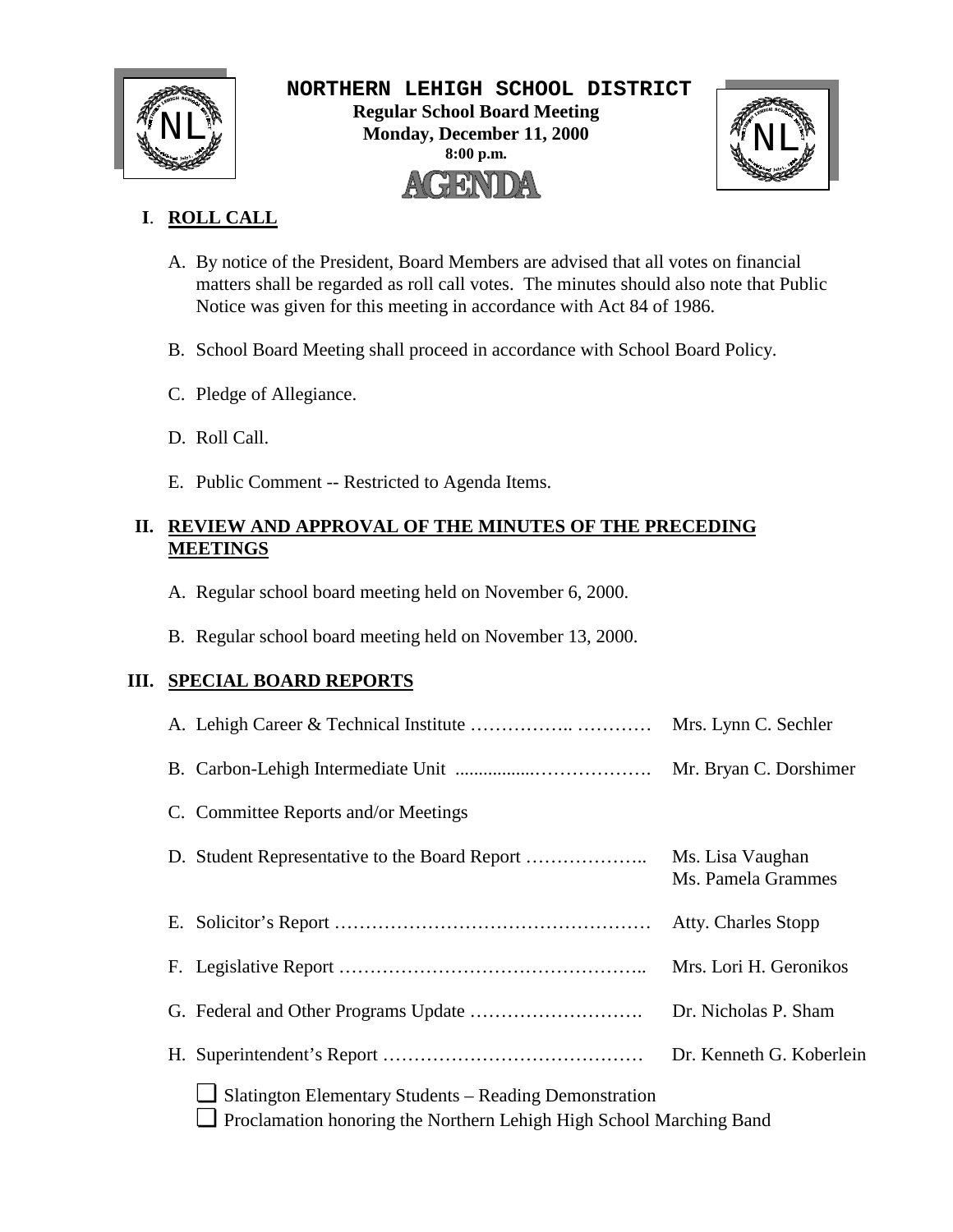# NORTHERN LEHIGH SCHOOL DISTRICT

**Regular School Board Meeting**
**Monday, December 11, 2000**
**8:00 p.m.**

**AGENDA**

## I. ROLL CALL

A. By notice of the President, Board Members are advised that all votes on financial matters shall be regarded as roll call votes. The minutes should also note that Public Notice was given for this meeting in accordance with Act 84 of 1986.

B. School Board Meeting shall proceed in accordance with School Board Policy.

C. Pledge of Allegiance.

D. Roll Call.

E. Public Comment -- Restricted to Agenda Items.

## II. REVIEW AND APPROVAL OF THE MINUTES OF THE PRECEDING MEETINGS

A. Regular school board meeting held on November 6, 2000.

B. Regular school board meeting held on November 13, 2000.

## III. SPECIAL BOARD REPORTS

A. Lehigh Career & Technical Institute …………….. ………… Mrs. Lynn C. Sechler

B. Carbon-Lehigh Intermediate Unit ................………………. Mr. Bryan C. Dorshimer

C. Committee Reports and/or Meetings

D. Student Representative to the Board Report ……………….. Ms. Lisa Vaughan, Ms. Pamela Grammes

E. Solicitor's Report …………………………………………… Atty. Charles Stopp

F. Legislative Report ………………………………………….. Mrs. Lori H. Geronikos

G. Federal and Other Programs Update ………………………. Dr. Nicholas P. Sham

H. Superintendent's Report …………………………………… Dr. Kenneth G. Koberlein

- ❑ Slatington Elementary Students – Reading Demonstration
- ❑ Proclamation honoring the Northern Lehigh High School Marching Band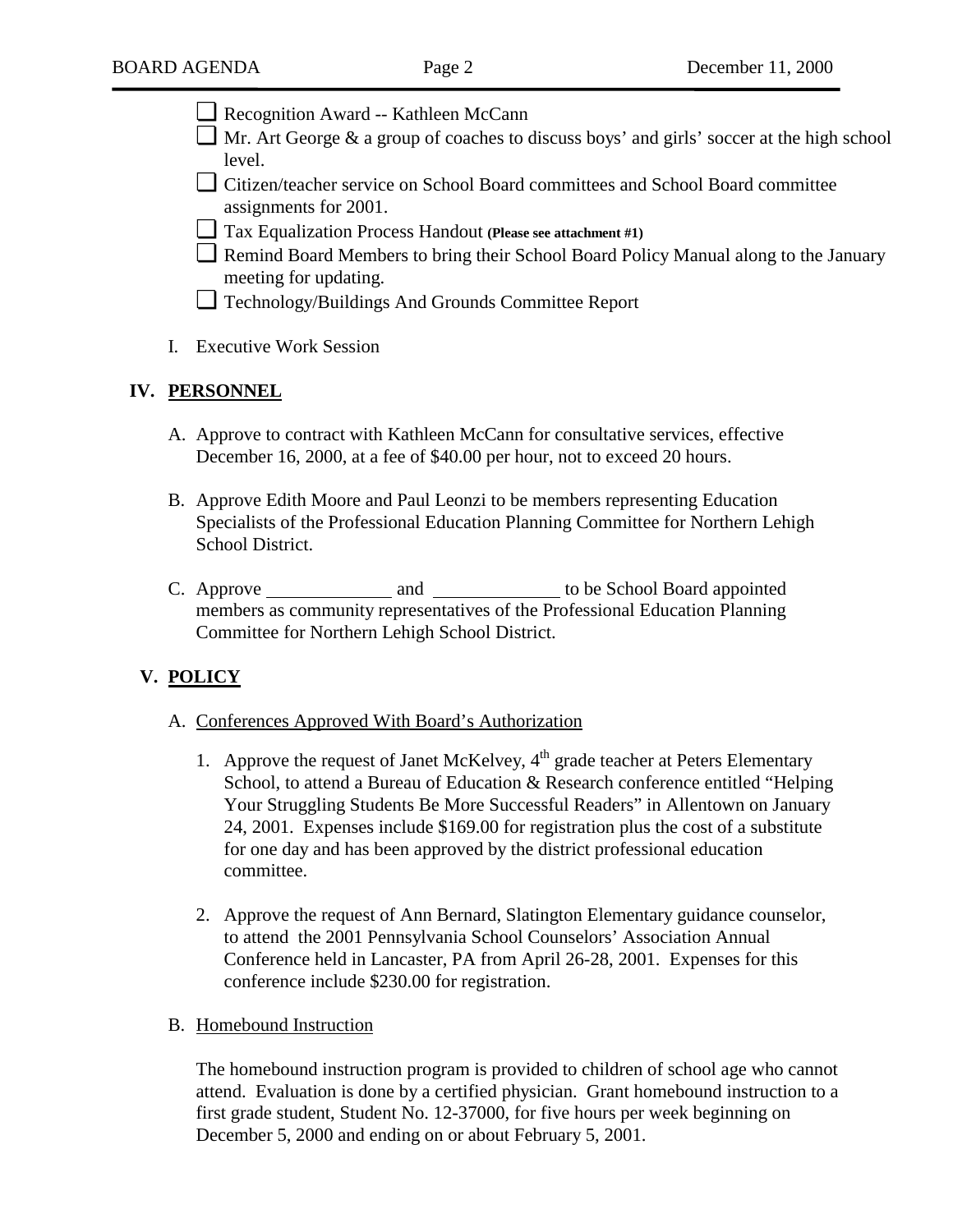- ☐ Recognition Award -- Kathleen McCann
- ☐ Mr. Art George & a group of coaches to discuss boys' and girls' soccer at the high school level.
- ☐ Citizen/teacher service on School Board committees and School Board committee assignments for 2001.
- ☐ Tax Equalization Process Handout **(Please see attachment #1)**
- ☐ Remind Board Members to bring their School Board Policy Manual along to the January meeting for updating.
- ☐ Technology/Buildings And Grounds Committee Report

I. Executive Work Session

## IV. PERSONNEL

A. Approve to contract with Kathleen McCann for consultative services, effective December 16, 2000, at a fee of $40.00 per hour, not to exceed 20 hours.

B. Approve Edith Moore and Paul Leonzi to be members representing Education Specialists of the Professional Education Planning Committee for Northern Lehigh School District.

C. Approve _____________ and _____________ to be School Board appointed members as community representatives of the Professional Education Planning Committee for Northern Lehigh School District.

## V. POLICY

A. Conferences Approved With Board's Authorization

1. Approve the request of Janet McKelvey, 4th grade teacher at Peters Elementary School, to attend a Bureau of Education & Research conference entitled "Helping Your Struggling Students Be More Successful Readers" in Allentown on January 24, 2001. Expenses include $169.00 for registration plus the cost of a substitute for one day and has been approved by the district professional education committee.

2. Approve the request of Ann Bernard, Slatington Elementary guidance counselor, to attend the 2001 Pennsylvania School Counselors' Association Annual Conference held in Lancaster, PA from April 26-28, 2001. Expenses for this conference include $230.00 for registration.

B. Homebound Instruction

The homebound instruction program is provided to children of school age who cannot attend. Evaluation is done by a certified physician. Grant homebound instruction to a first grade student, Student No. 12-37000, for five hours per week beginning on December 5, 2000 and ending on or about February 5, 2001.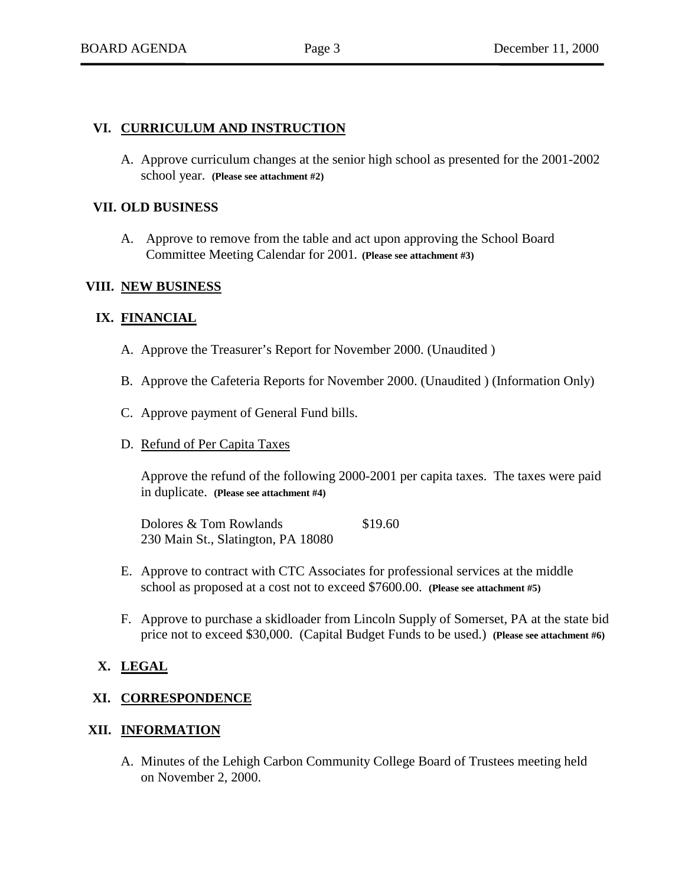## VI. CURRICULUM AND INSTRUCTION

A. Approve curriculum changes at the senior high school as presented for the 2001-2002 school year. **(Please see attachment #2)**

## VII. OLD BUSINESS

A. Approve to remove from the table and act upon approving the School Board Committee Meeting Calendar for 2001. **(Please see attachment #3)**

## VIII. NEW BUSINESS

## IX. FINANCIAL

A. Approve the Treasurer's Report for November 2000. (Unaudited )

B. Approve the Cafeteria Reports for November 2000. (Unaudited ) (Information Only)

C. Approve payment of General Fund bills.

D. Refund of Per Capita Taxes

Approve the refund of the following 2000-2001 per capita taxes. The taxes were paid in duplicate. **(Please see attachment #4)**

Dolores & Tom Rowlands $19.60
230 Main St., Slatington, PA 18080

E. Approve to contract with CTC Associates for professional services at the middle school as proposed at a cost not to exceed $7600.00. **(Please see attachment #5)**

F. Approve to purchase a skidloader from Lincoln Supply of Somerset, PA at the state bid price not to exceed $30,000. (Capital Budget Funds to be used.) **(Please see attachment #6)**

## X. LEGAL

## XI. CORRESPONDENCE

## XII. INFORMATION

A. Minutes of the Lehigh Carbon Community College Board of Trustees meeting held on November 2, 2000.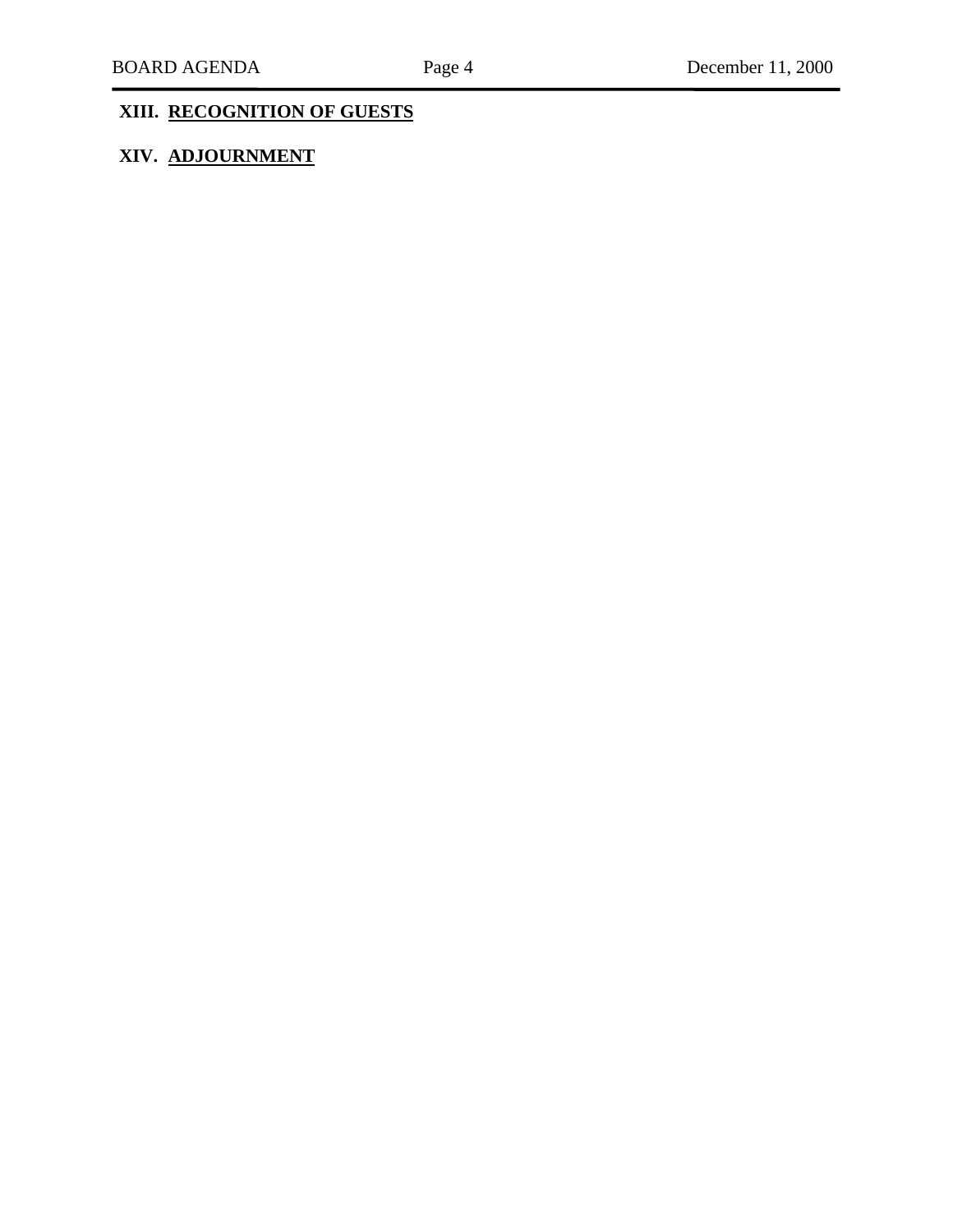**XIII. RECOGNITION OF GUESTS**

**XIV. ADJOURNMENT**